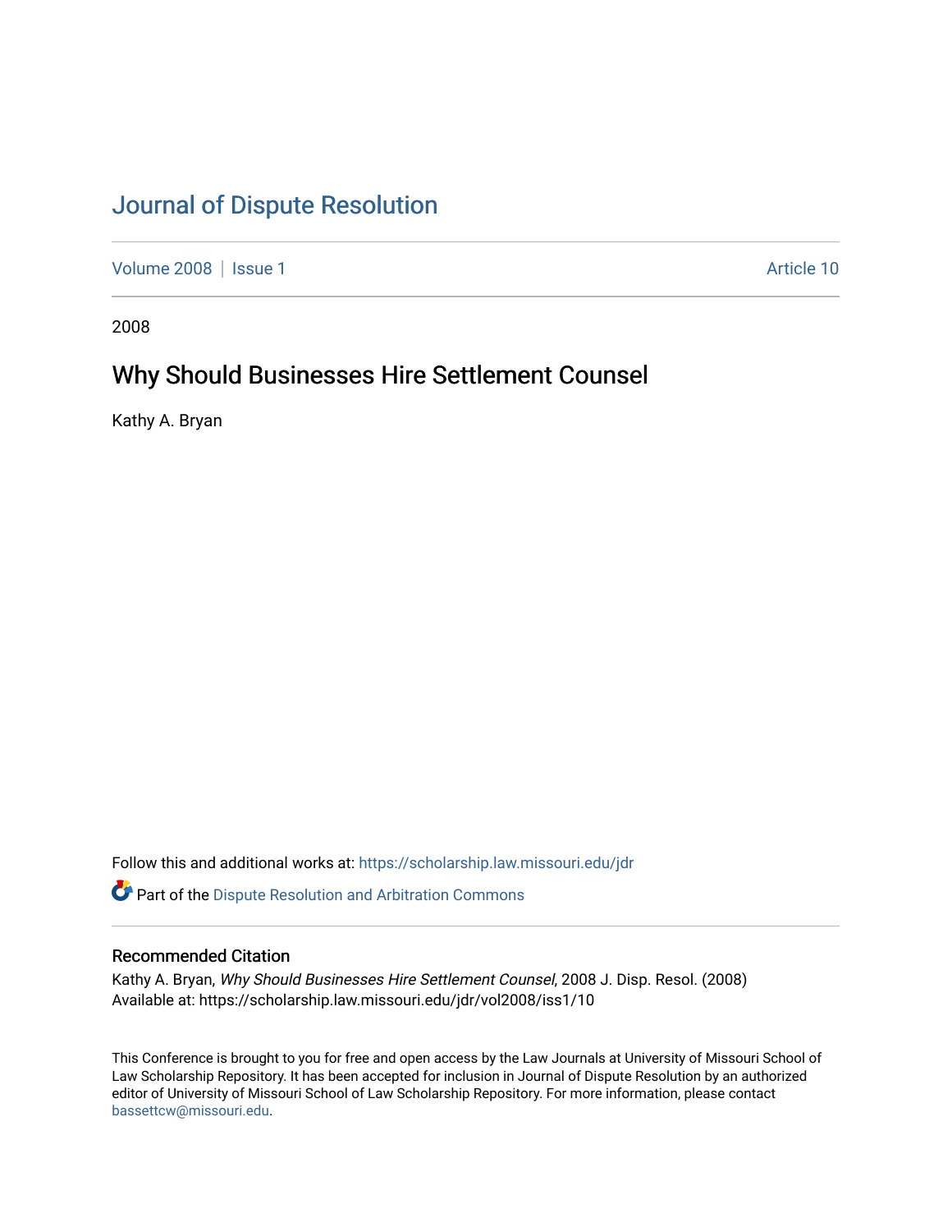# Journal of Dispute Resolution

Volume 2008 | Issue 1 Article 10

2008

## Why Should Businesses Hire Settlement Counsel

Kathy A. Bryan

Follow this and additional works at: https://scholarship.law.missouri.edu/jdr

Part of the Dispute Resolution and Arbitration Commons

### Recommended Citation

Kathy A. Bryan, *Why Should Businesses Hire Settlement Counsel*, 2008 J. Disp. Resol. (2008)
Available at: https://scholarship.law.missouri.edu/jdr/vol2008/iss1/10

This Conference is brought to you for free and open access by the Law Journals at University of Missouri School of Law Scholarship Repository. It has been accepted for inclusion in Journal of Dispute Resolution by an authorized editor of University of Missouri School of Law Scholarship Repository. For more information, please contact bassettcw@missouri.edu.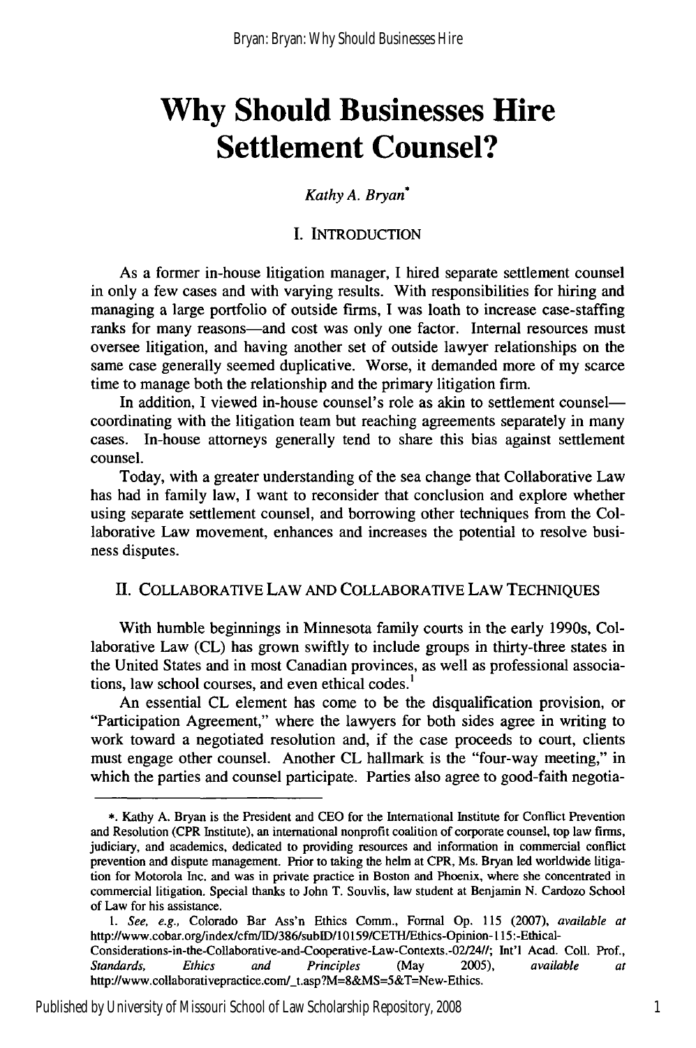# Why Should Businesses Hire Settlement Counsel?

*Kathy A. Bryan*[*]

## I. INTRODUCTION

As a former in-house litigation manager, I hired separate settlement counsel in only a few cases and with varying results. With responsibilities for hiring and managing a large portfolio of outside firms, I was loath to increase case-staffing ranks for many reasons—and cost was only one factor. Internal resources must oversee litigation, and having another set of outside lawyer relationships on the same case generally seemed duplicative. Worse, it demanded more of my scarce time to manage both the relationship and the primary litigation firm.

In addition, I viewed in-house counsel's role as akin to settlement counsel—coordinating with the litigation team but reaching agreements separately in many cases. In-house attorneys generally tend to share this bias against settlement counsel.

Today, with a greater understanding of the sea change that Collaborative Law has had in family law, I want to reconsider that conclusion and explore whether using separate settlement counsel, and borrowing other techniques from the Collaborative Law movement, enhances and increases the potential to resolve business disputes.

## II. COLLABORATIVE LAW AND COLLABORATIVE LAW TECHNIQUES

With humble beginnings in Minnesota family courts in the early 1990s, Collaborative Law (CL) has grown swiftly to include groups in thirty-three states in the United States and in most Canadian provinces, as well as professional associations, law school courses, and even ethical codes.[1]

An essential CL element has come to be the disqualification provision, or "Participation Agreement," where the lawyers for both sides agree in writing to work toward a negotiated resolution and, if the case proceeds to court, clients must engage other counsel. Another CL hallmark is the "four-way meeting," in which the parties and counsel participate. Parties also agree to good-faith negotia-

---

*. Kathy A. Bryan is the President and CEO for the International Institute for Conflict Prevention and Resolution (CPR Institute), an international nonprofit coalition of corporate counsel, top law firms, judiciary, and academics, dedicated to providing resources and information in commercial conflict prevention and dispute management. Prior to taking the helm at CPR, Ms. Bryan led worldwide litigation for Motorola Inc. and was in private practice in Boston and Phoenix, where she concentrated in commercial litigation. Special thanks to John T. Souvlis, law student at Benjamin N. Cardozo School of Law for his assistance.

1. *See, e.g.*, Colorado Bar Ass'n Ethics Comm., Formal Op. 115 (2007), *available at* http://www.cobar.org/index/cfm/ID/386/subID/10159/CETH/Ethics-Opinion-115:-Ethical-Considerations-in-the-Collaborative-and-Cooperative-Law-Contexts.-02/24//; Int'l Acad. Coll. Prof., *Standards, Ethics and Principles* (May 2005), *available at* http://www.collaborativepractice.com/_t.asp?M=8&MS=5&T=New-Ethics.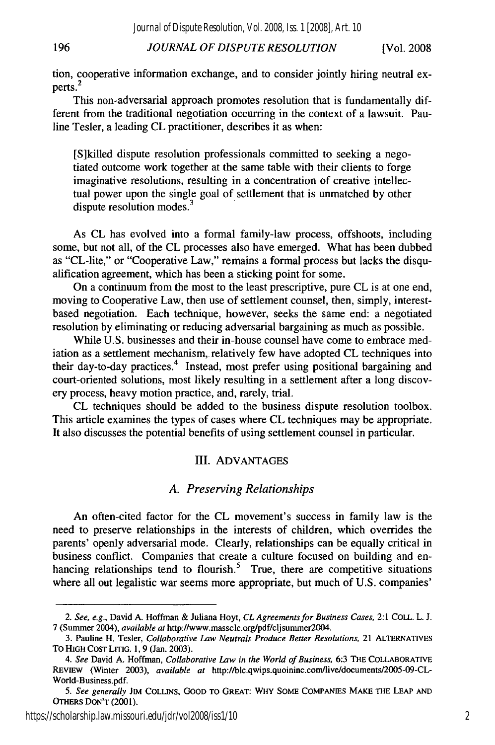tion, cooperative information exchange, and to consider jointly hiring neutral experts.[2]

This non-adversarial approach promotes resolution that is fundamentally different from the traditional negotiation occurring in the context of a lawsuit. Pauline Tesler, a leading CL practitioner, describes it as when:

> [S]killed dispute resolution professionals committed to seeking a negotiated outcome work together at the same table with their clients to forge imaginative resolutions, resulting in a concentration of creative intellectual power upon the single goal of settlement that is unmatched by other dispute resolution modes.[3]

As CL has evolved into a formal family-law process, offshoots, including some, but not all, of the CL processes also have emerged. What has been dubbed as "CL-lite," or "Cooperative Law," remains a formal process but lacks the disqualification agreement, which has been a sticking point for some.

On a continuum from the most to the least prescriptive, pure CL is at one end, moving to Cooperative Law, then use of settlement counsel, then, simply, interest-based negotiation. Each technique, however, seeks the same end: a negotiated resolution by eliminating or reducing adversarial bargaining as much as possible.

While U.S. businesses and their in-house counsel have come to embrace mediation as a settlement mechanism, relatively few have adopted CL techniques into their day-to-day practices.[4] Instead, most prefer using positional bargaining and court-oriented solutions, most likely resulting in a settlement after a long discovery process, heavy motion practice, and, rarely, trial.

CL techniques should be added to the business dispute resolution toolbox. This article examines the types of cases where CL techniques may be appropriate. It also discusses the potential benefits of using settlement counsel in particular.

## III. ADVANTAGES

### *A. Preserving Relationships*

An often-cited factor for the CL movement's success in family law is the need to preserve relationships in the interests of children, which overrides the parents' openly adversarial mode. Clearly, relationships can be equally critical in business conflict. Companies that create a culture focused on building and enhancing relationships tend to flourish.[5] True, there are competitive situations where all out legalistic war seems more appropriate, but much of U.S. companies'

---

2. *See, e.g.*, David A. Hoffman & Juliana Hoyt, *CL Agreements for Business Cases*, 2:1 COLL. L. J. 7 (Summer 2004), *available at* http://www.massclc.org/pdf/cljsummer2004.

3. Pauline H. Tesler, *Collaborative Law Neutrals Produce Better Resolutions*, 21 ALTERNATIVES TO HIGH COST LITIG. 1, 9 (Jan. 2003).

4. *See* David A. Hoffman, *Collaborative Law in the World of Business*, 6:3 THE COLLABORATIVE REVIEW (Winter 2003), *available at* http://blc.qwips.quoininc.com/live/documents/2005-09-CL-World-Business.pdf.

5. *See generally* JIM COLLINS, GOOD TO GREAT: WHY SOME COMPANIES MAKE THE LEAP AND OTHERS DON'T (2001).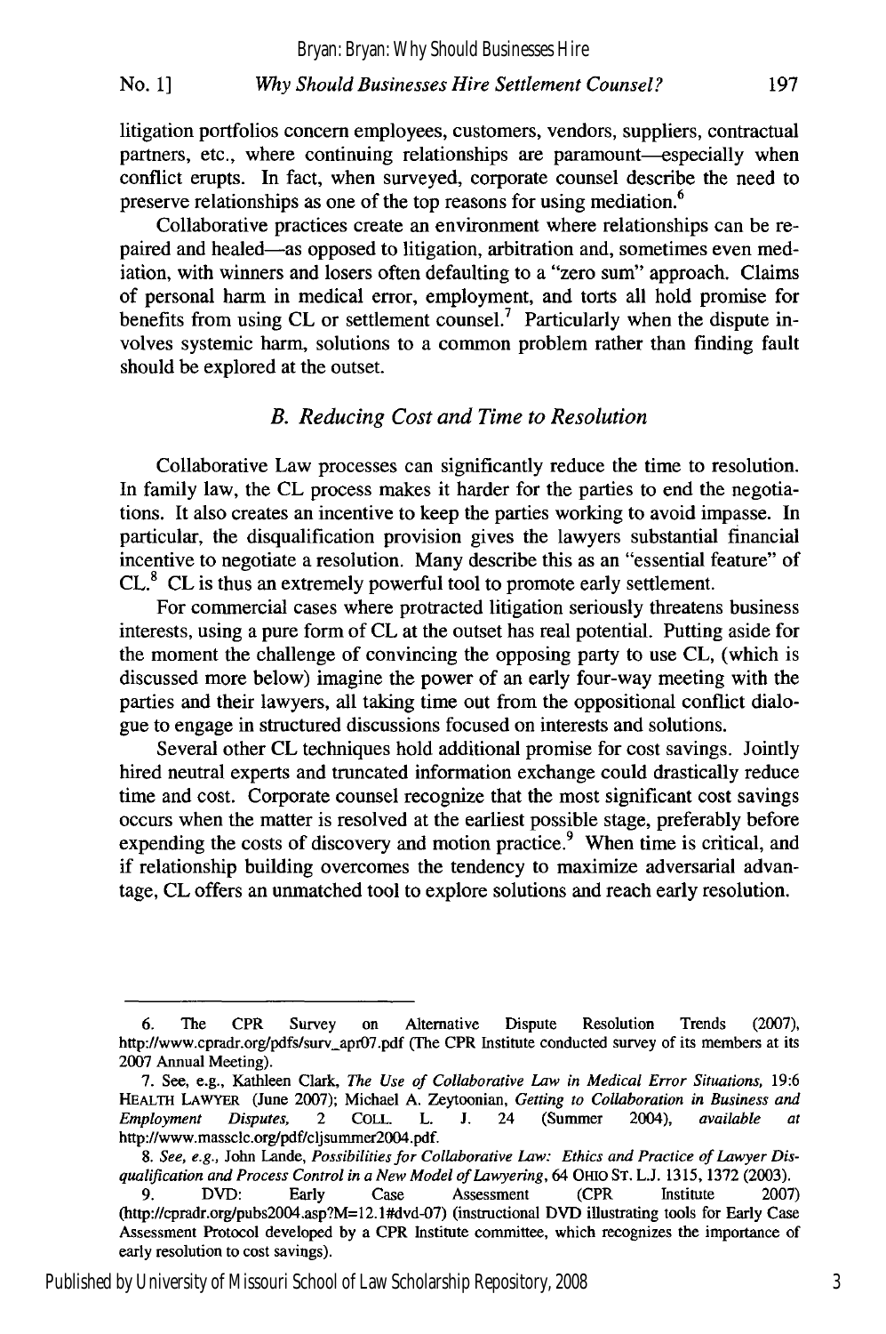litigation portfolios concern employees, customers, vendors, suppliers, contractual partners, etc., where continuing relationships are paramount—especially when conflict erupts. In fact, when surveyed, corporate counsel describe the need to preserve relationships as one of the top reasons for using mediation.[6]

Collaborative practices create an environment where relationships can be repaired and healed—as opposed to litigation, arbitration and, sometimes even mediation, with winners and losers often defaulting to a "zero sum" approach. Claims of personal harm in medical error, employment, and torts all hold promise for benefits from using CL or settlement counsel.[7] Particularly when the dispute involves systemic harm, solutions to a common problem rather than finding fault should be explored at the outset.

### *B. Reducing Cost and Time to Resolution*

Collaborative Law processes can significantly reduce the time to resolution. In family law, the CL process makes it harder for the parties to end the negotiations. It also creates an incentive to keep the parties working to avoid impasse. In particular, the disqualification provision gives the lawyers substantial financial incentive to negotiate a resolution. Many describe this as an "essential feature" of CL.[8] CL is thus an extremely powerful tool to promote early settlement.

For commercial cases where protracted litigation seriously threatens business interests, using a pure form of CL at the outset has real potential. Putting aside for the moment the challenge of convincing the opposing party to use CL, (which is discussed more below) imagine the power of an early four-way meeting with the parties and their lawyers, all taking time out from the oppositional conflict dialogue to engage in structured discussions focused on interests and solutions.

Several other CL techniques hold additional promise for cost savings. Jointly hired neutral experts and truncated information exchange could drastically reduce time and cost. Corporate counsel recognize that the most significant cost savings occurs when the matter is resolved at the earliest possible stage, preferably before expending the costs of discovery and motion practice.[9] When time is critical, and if relationship building overcomes the tendency to maximize adversarial advantage, CL offers an unmatched tool to explore solutions and reach early resolution.

---

6. The CPR Survey on Alternative Dispute Resolution Trends (2007), http://www.cpradr.org/pdfs/surv_apr07.pdf (The CPR Institute conducted survey of its members at its 2007 Annual Meeting).

7. See, e.g., Kathleen Clark, *The Use of Collaborative Law in Medical Error Situations*, 19:6 HEALTH LAWYER (June 2007); Michael A. Zeytoonian, *Getting to Collaboration in Business and Employment Disputes*, 2 COLL. L. J. 24 (Summer 2004), *available at* http://www.massclc.org/pdf/cljsummer2004.pdf.

8. *See, e.g.*, John Lande, *Possibilities for Collaborative Law: Ethics and Practice of Lawyer Disqualification and Process Control in a New Model of Lawyering*, 64 OHIO ST. L.J. 1315, 1372 (2003).

9. DVD: Early Case Assessment (CPR Institute 2007) (http://cpradr.org/pubs2004.asp?M=12.1#dvd-07) (instructional DVD illustrating tools for Early Case Assessment Protocol developed by a CPR Institute committee, which recognizes the importance of early resolution to cost savings).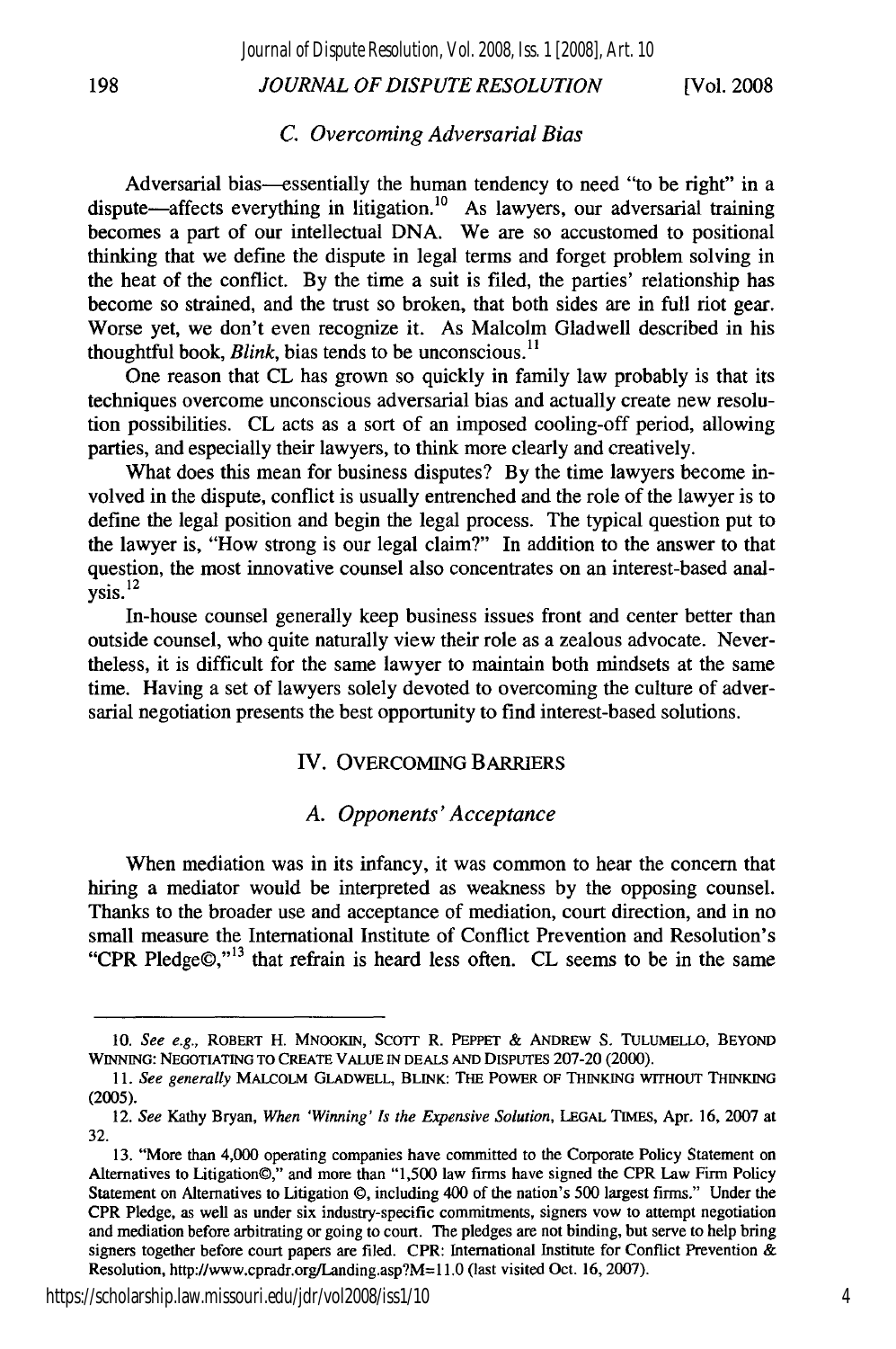### C. Overcoming Adversarial Bias

Adversarial bias—essentially the human tendency to need "to be right" in a dispute—affects everything in litigation.[10] As lawyers, our adversarial training becomes a part of our intellectual DNA. We are so accustomed to positional thinking that we define the dispute in legal terms and forget problem solving in the heat of the conflict. By the time a suit is filed, the parties' relationship has become so strained, and the trust so broken, that both sides are in full riot gear. Worse yet, we don't even recognize it. As Malcolm Gladwell described in his thoughtful book, *Blink*, bias tends to be unconscious.[11]

One reason that CL has grown so quickly in family law probably is that its techniques overcome unconscious adversarial bias and actually create new resolution possibilities. CL acts as a sort of an imposed cooling-off period, allowing parties, and especially their lawyers, to think more clearly and creatively.

What does this mean for business disputes? By the time lawyers become involved in the dispute, conflict is usually entrenched and the role of the lawyer is to define the legal position and begin the legal process. The typical question put to the lawyer is, "How strong is our legal claim?" In addition to the answer to that question, the most innovative counsel also concentrates on an interest-based analysis.[12]

In-house counsel generally keep business issues front and center better than outside counsel, who quite naturally view their role as a zealous advocate. Nevertheless, it is difficult for the same lawyer to maintain both mindsets at the same time. Having a set of lawyers solely devoted to overcoming the culture of adversarial negotiation presents the best opportunity to find interest-based solutions.

## IV. Overcoming Barriers

### A. Opponents' Acceptance

When mediation was in its infancy, it was common to hear the concern that hiring a mediator would be interpreted as weakness by the opposing counsel. Thanks to the broader use and acceptance of mediation, court direction, and in no small measure the International Institute of Conflict Prevention and Resolution's "CPR Pledge©,"[13] that refrain is heard less often. CL seems to be in the same

---

10. *See e.g.*, ROBERT H. MNOOKIN, SCOTT R. PEPPET & ANDREW S. TULUMELLO, BEYOND WINNING: NEGOTIATING TO CREATE VALUE IN DEALS AND DISPUTES 207-20 (2000).

11. *See generally* MALCOLM GLADWELL, BLINK: THE POWER OF THINKING WITHOUT THINKING (2005).

12. *See* Kathy Bryan, *When 'Winning' Is the Expensive Solution*, LEGAL TIMES, Apr. 16, 2007 at 32.

13. "More than 4,000 operating companies have committed to the Corporate Policy Statement on Alternatives to Litigation©," and more than "1,500 law firms have signed the CPR Law Firm Policy Statement on Alternatives to Litigation ©, including 400 of the nation's 500 largest firms." Under the CPR Pledge, as well as under six industry-specific commitments, signers vow to attempt negotiation and mediation before arbitrating or going to court. The pledges are not binding, but serve to help bring signers together before court papers are filed. CPR: International Institute for Conflict Prevention & Resolution, http://www.cpradr.org/Landing.asp?M=11.0 (last visited Oct. 16, 2007).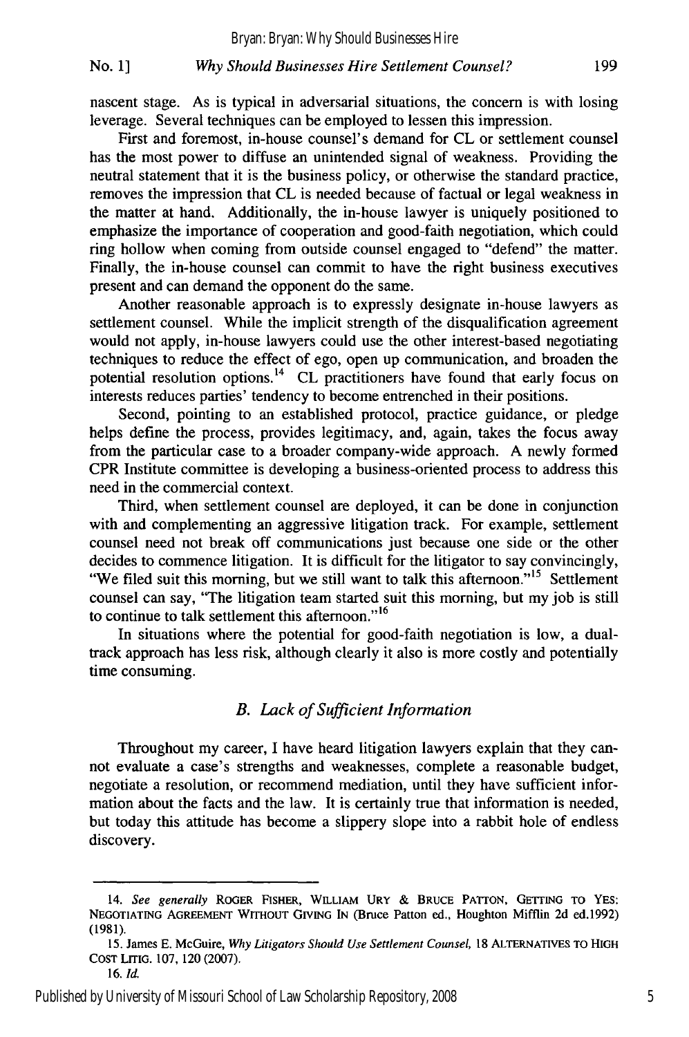nascent stage. As is typical in adversarial situations, the concern is with losing leverage. Several techniques can be employed to lessen this impression.

First and foremost, in-house counsel's demand for CL or settlement counsel has the most power to diffuse an unintended signal of weakness. Providing the neutral statement that it is the business policy, or otherwise the standard practice, removes the impression that CL is needed because of factual or legal weakness in the matter at hand. Additionally, the in-house lawyer is uniquely positioned to emphasize the importance of cooperation and good-faith negotiation, which could ring hollow when coming from outside counsel engaged to "defend" the matter. Finally, the in-house counsel can commit to have the right business executives present and can demand the opponent do the same.

Another reasonable approach is to expressly designate in-house lawyers as settlement counsel. While the implicit strength of the disqualification agreement would not apply, in-house lawyers could use the other interest-based negotiating techniques to reduce the effect of ego, open up communication, and broaden the potential resolution options.[14] CL practitioners have found that early focus on interests reduces parties' tendency to become entrenched in their positions.

Second, pointing to an established protocol, practice guidance, or pledge helps define the process, provides legitimacy, and, again, takes the focus away from the particular case to a broader company-wide approach. A newly formed CPR Institute committee is developing a business-oriented process to address this need in the commercial context.

Third, when settlement counsel are deployed, it can be done in conjunction with and complementing an aggressive litigation track. For example, settlement counsel need not break off communications just because one side or the other decides to commence litigation. It is difficult for the litigator to say convincingly, "We filed suit this morning, but we still want to talk this afternoon."[15] Settlement counsel can say, "The litigation team started suit this morning, but my job is still to continue to talk settlement this afternoon."[16]

In situations where the potential for good-faith negotiation is low, a dual-track approach has less risk, although clearly it also is more costly and potentially time consuming.

### *B. Lack of Sufficient Information*

Throughout my career, I have heard litigation lawyers explain that they cannot evaluate a case's strengths and weaknesses, complete a reasonable budget, negotiate a resolution, or recommend mediation, until they have sufficient information about the facts and the law. It is certainly true that information is needed, but today this attitude has become a slippery slope into a rabbit hole of endless discovery.

---

14. *See generally* ROGER FISHER, WILLIAM URY & BRUCE PATTON, GETTING TO YES: NEGOTIATING AGREEMENT WITHOUT GIVING IN (Bruce Patton ed., Houghton Mifflin 2d ed.1992) (1981).

15. James E. McGuire, *Why Litigators Should Use Settlement Counsel*, 18 ALTERNATIVES TO HIGH COST LITIG. 107, 120 (2007).

16. *Id.*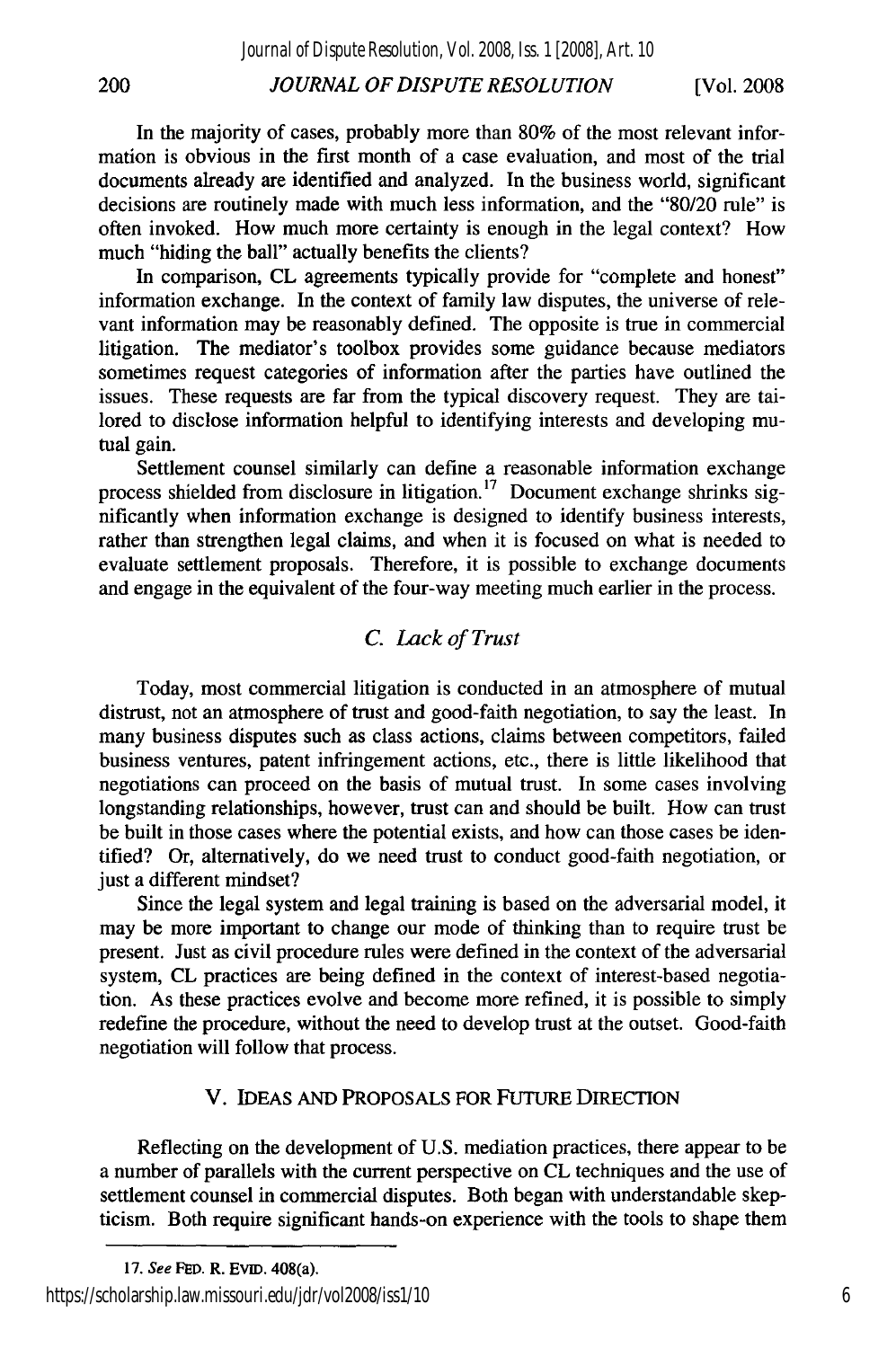In the majority of cases, probably more than 80% of the most relevant information is obvious in the first month of a case evaluation, and most of the trial documents already are identified and analyzed. In the business world, significant decisions are routinely made with much less information, and the "80/20 rule" is often invoked. How much more certainty is enough in the legal context? How much "hiding the ball" actually benefits the clients?

In comparison, CL agreements typically provide for "complete and honest" information exchange. In the context of family law disputes, the universe of relevant information may be reasonably defined. The opposite is true in commercial litigation. The mediator's toolbox provides some guidance because mediators sometimes request categories of information after the parties have outlined the issues. These requests are far from the typical discovery request. They are tailored to disclose information helpful to identifying interests and developing mutual gain.

Settlement counsel similarly can define a reasonable information exchange process shielded from disclosure in litigation.[17] Document exchange shrinks significantly when information exchange is designed to identify business interests, rather than strengthen legal claims, and when it is focused on what is needed to evaluate settlement proposals. Therefore, it is possible to exchange documents and engage in the equivalent of the four-way meeting much earlier in the process.

### *C. Lack of Trust*

Today, most commercial litigation is conducted in an atmosphere of mutual distrust, not an atmosphere of trust and good-faith negotiation, to say the least. In many business disputes such as class actions, claims between competitors, failed business ventures, patent infringement actions, etc., there is little likelihood that negotiations can proceed on the basis of mutual trust. In some cases involving longstanding relationships, however, trust can and should be built. How can trust be built in those cases where the potential exists, and how can those cases be identified? Or, alternatively, do we need trust to conduct good-faith negotiation, or just a different mindset?

Since the legal system and legal training is based on the adversarial model, it may be more important to change our mode of thinking than to require trust be present. Just as civil procedure rules were defined in the context of the adversarial system, CL practices are being defined in the context of interest-based negotiation. As these practices evolve and become more refined, it is possible to simply redefine the procedure, without the need to develop trust at the outset. Good-faith negotiation will follow that process.

## V. IDEAS AND PROPOSALS FOR FUTURE DIRECTION

Reflecting on the development of U.S. mediation practices, there appear to be a number of parallels with the current perspective on CL techniques and the use of settlement counsel in commercial disputes. Both began with understandable skepticism. Both require significant hands-on experience with the tools to shape them

---

17. *See* FED. R. EVID. 408(a).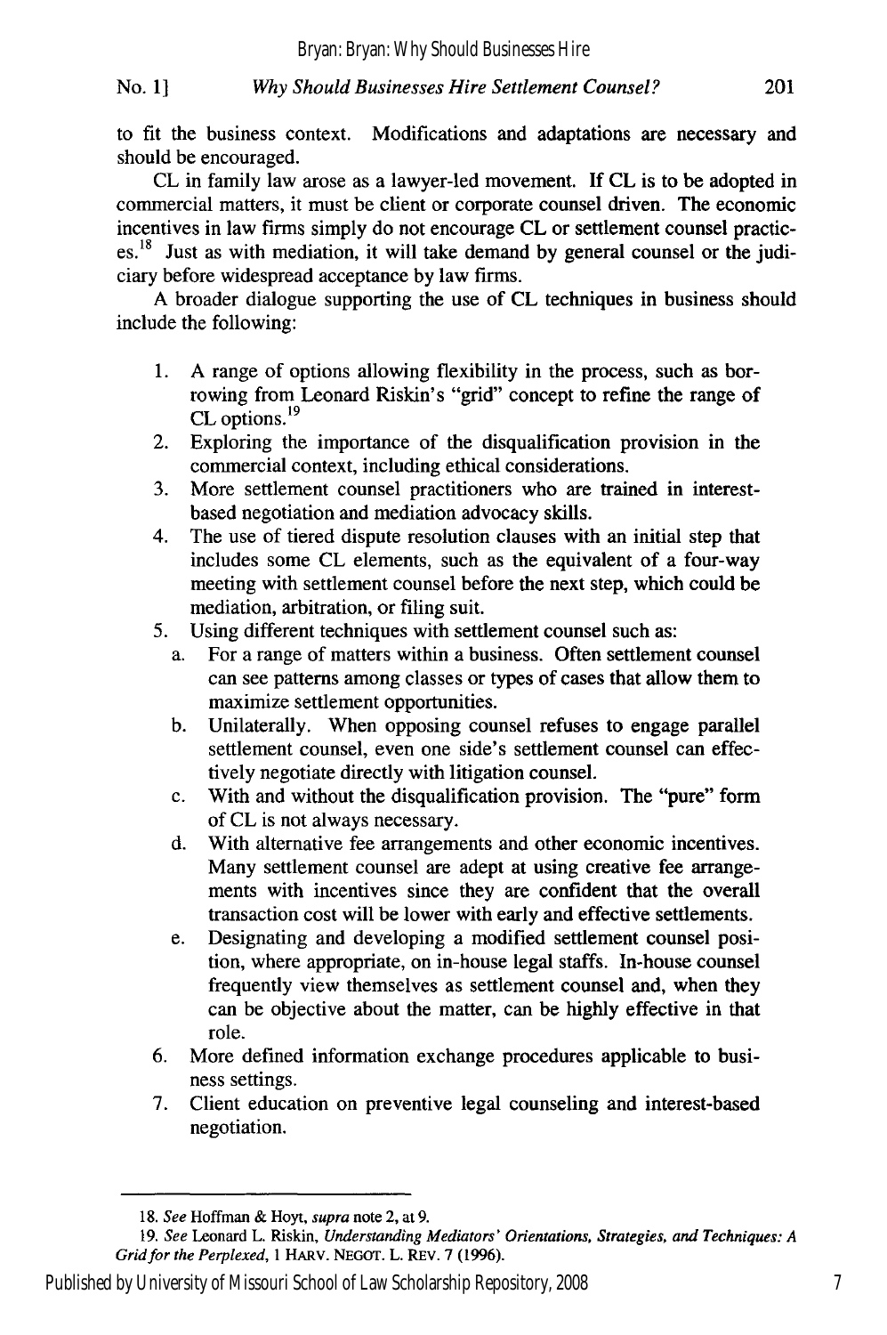to fit the business context. Modifications and adaptations are necessary and should be encouraged.

CL in family law arose as a lawyer-led movement. If CL is to be adopted in commercial matters, it must be client or corporate counsel driven. The economic incentives in law firms simply do not encourage CL or settlement counsel practices.[18] Just as with mediation, it will take demand by general counsel or the judiciary before widespread acceptance by law firms.

A broader dialogue supporting the use of CL techniques in business should include the following:

1. A range of options allowing flexibility in the process, such as borrowing from Leonard Riskin's "grid" concept to refine the range of CL options.[19]
2. Exploring the importance of the disqualification provision in the commercial context, including ethical considerations.
3. More settlement counsel practitioners who are trained in interest-based negotiation and mediation advocacy skills.
4. The use of tiered dispute resolution clauses with an initial step that includes some CL elements, such as the equivalent of a four-way meeting with settlement counsel before the next step, which could be mediation, arbitration, or filing suit.
5. Using different techniques with settlement counsel such as:
   a. For a range of matters within a business. Often settlement counsel can see patterns among classes or types of cases that allow them to maximize settlement opportunities.
   b. Unilaterally. When opposing counsel refuses to engage parallel settlement counsel, even one side's settlement counsel can effectively negotiate directly with litigation counsel.
   c. With and without the disqualification provision. The "pure" form of CL is not always necessary.
   d. With alternative fee arrangements and other economic incentives. Many settlement counsel are adept at using creative fee arrangements with incentives since they are confident that the overall transaction cost will be lower with early and effective settlements.
   e. Designating and developing a modified settlement counsel position, where appropriate, on in-house legal staffs. In-house counsel frequently view themselves as settlement counsel and, when they can be objective about the matter, can be highly effective in that role.
6. More defined information exchange procedures applicable to business settings.
7. Client education on preventive legal counseling and interest-based negotiation.

---

18. *See* Hoffman & Hoyt, *supra* note 2, at 9.

19. *See* Leonard L. Riskin, *Understanding Mediators' Orientations, Strategies, and Techniques: A Grid for the Perplexed*, 1 HARV. NEGOT. L. REV. 7 (1996).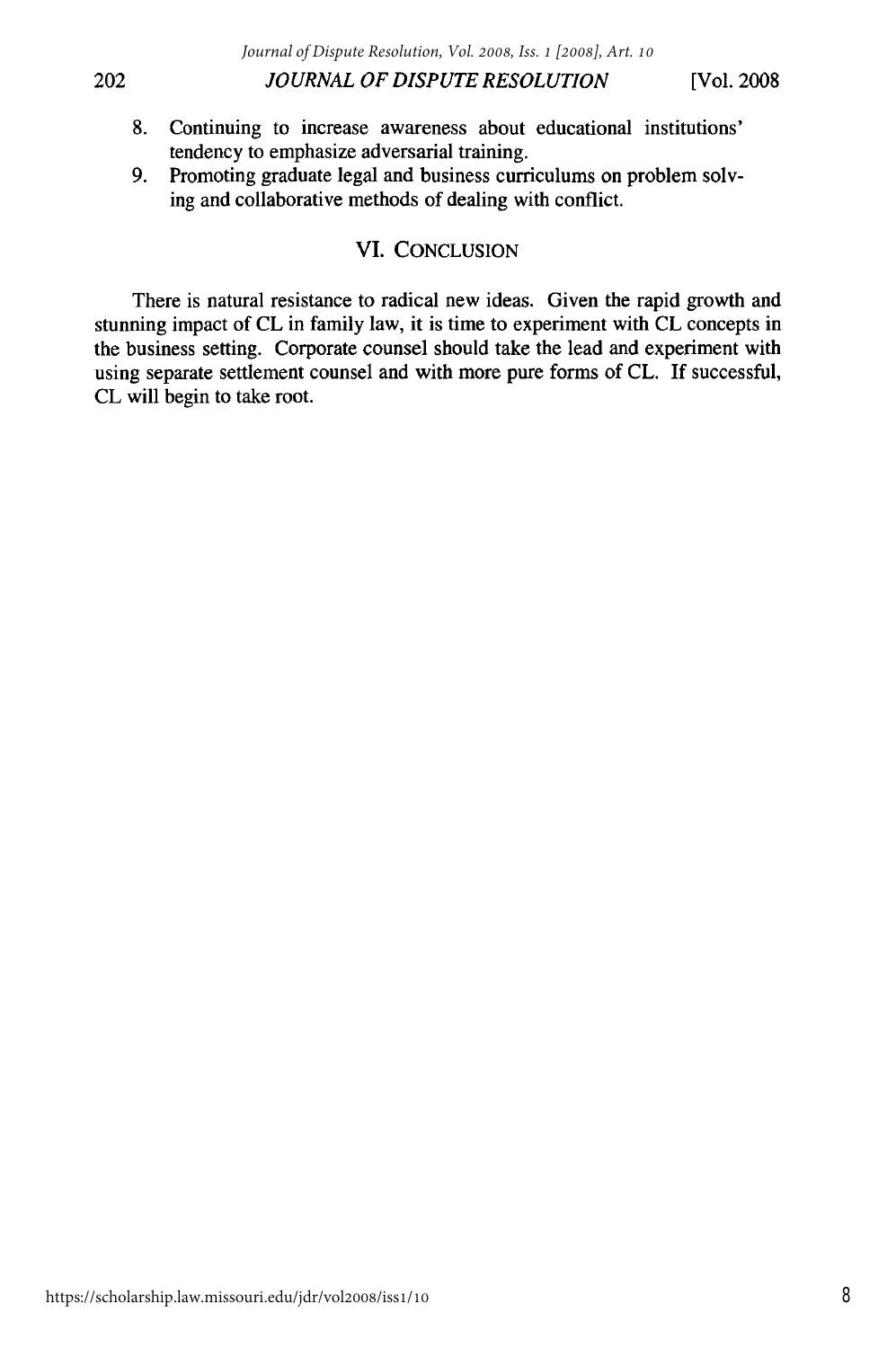8. Continuing to increase awareness about educational institutions' tendency to emphasize adversarial training.
9. Promoting graduate legal and business curriculums on problem solving and collaborative methods of dealing with conflict.

## VI. CONCLUSION

There is natural resistance to radical new ideas. Given the rapid growth and stunning impact of CL in family law, it is time to experiment with CL concepts in the business setting. Corporate counsel should take the lead and experiment with using separate settlement counsel and with more pure forms of CL. If successful, CL will begin to take root.